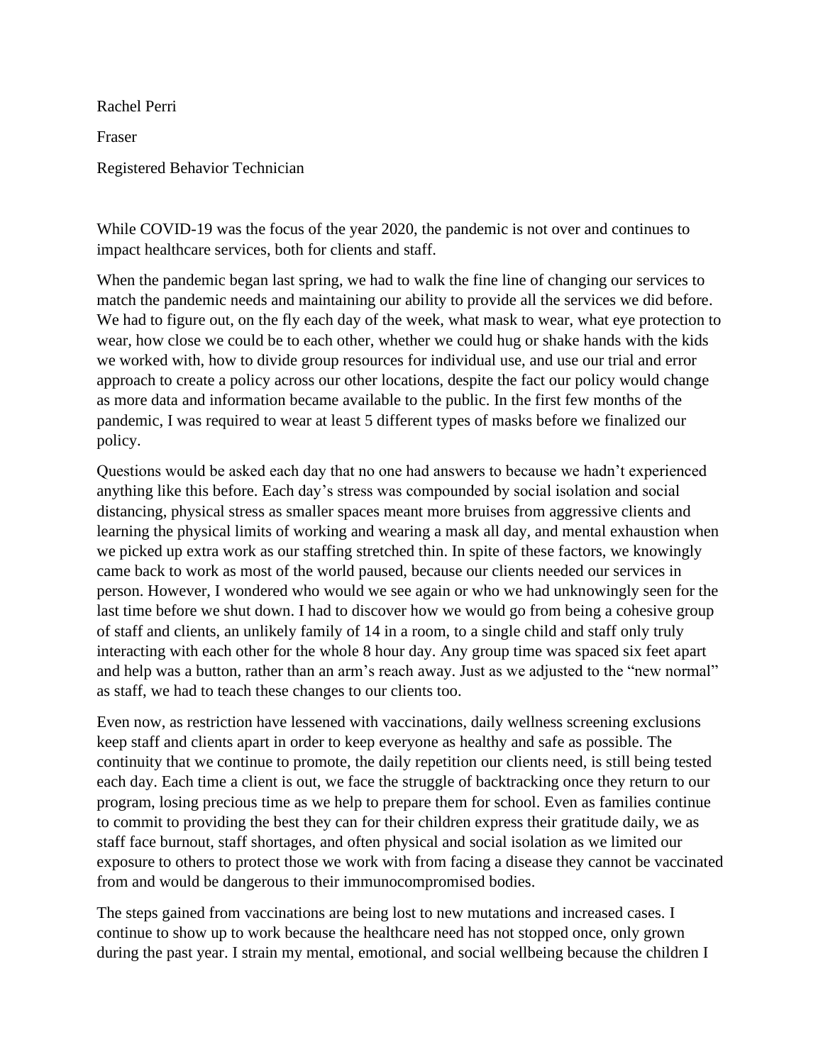Rachel Perri

Fraser

Registered Behavior Technician

While COVID-19 was the focus of the year 2020, the pandemic is not over and continues to impact healthcare services, both for clients and staff.

When the pandemic began last spring, we had to walk the fine line of changing our services to match the pandemic needs and maintaining our ability to provide all the services we did before. We had to figure out, on the fly each day of the week, what mask to wear, what eye protection to wear, how close we could be to each other, whether we could hug or shake hands with the kids we worked with, how to divide group resources for individual use, and use our trial and error approach to create a policy across our other locations, despite the fact our policy would change as more data and information became available to the public. In the first few months of the pandemic, I was required to wear at least 5 different types of masks before we finalized our policy.

Questions would be asked each day that no one had answers to because we hadn't experienced anything like this before. Each day's stress was compounded by social isolation and social distancing, physical stress as smaller spaces meant more bruises from aggressive clients and learning the physical limits of working and wearing a mask all day, and mental exhaustion when we picked up extra work as our staffing stretched thin. In spite of these factors, we knowingly came back to work as most of the world paused, because our clients needed our services in person. However, I wondered who would we see again or who we had unknowingly seen for the last time before we shut down. I had to discover how we would go from being a cohesive group of staff and clients, an unlikely family of 14 in a room, to a single child and staff only truly interacting with each other for the whole 8 hour day. Any group time was spaced six feet apart and help was a button, rather than an arm's reach away. Just as we adjusted to the "new normal" as staff, we had to teach these changes to our clients too.

Even now, as restriction have lessened with vaccinations, daily wellness screening exclusions keep staff and clients apart in order to keep everyone as healthy and safe as possible. The continuity that we continue to promote, the daily repetition our clients need, is still being tested each day. Each time a client is out, we face the struggle of backtracking once they return to our program, losing precious time as we help to prepare them for school. Even as families continue to commit to providing the best they can for their children express their gratitude daily, we as staff face burnout, staff shortages, and often physical and social isolation as we limited our exposure to others to protect those we work with from facing a disease they cannot be vaccinated from and would be dangerous to their immunocompromised bodies.

The steps gained from vaccinations are being lost to new mutations and increased cases. I continue to show up to work because the healthcare need has not stopped once, only grown during the past year. I strain my mental, emotional, and social wellbeing because the children I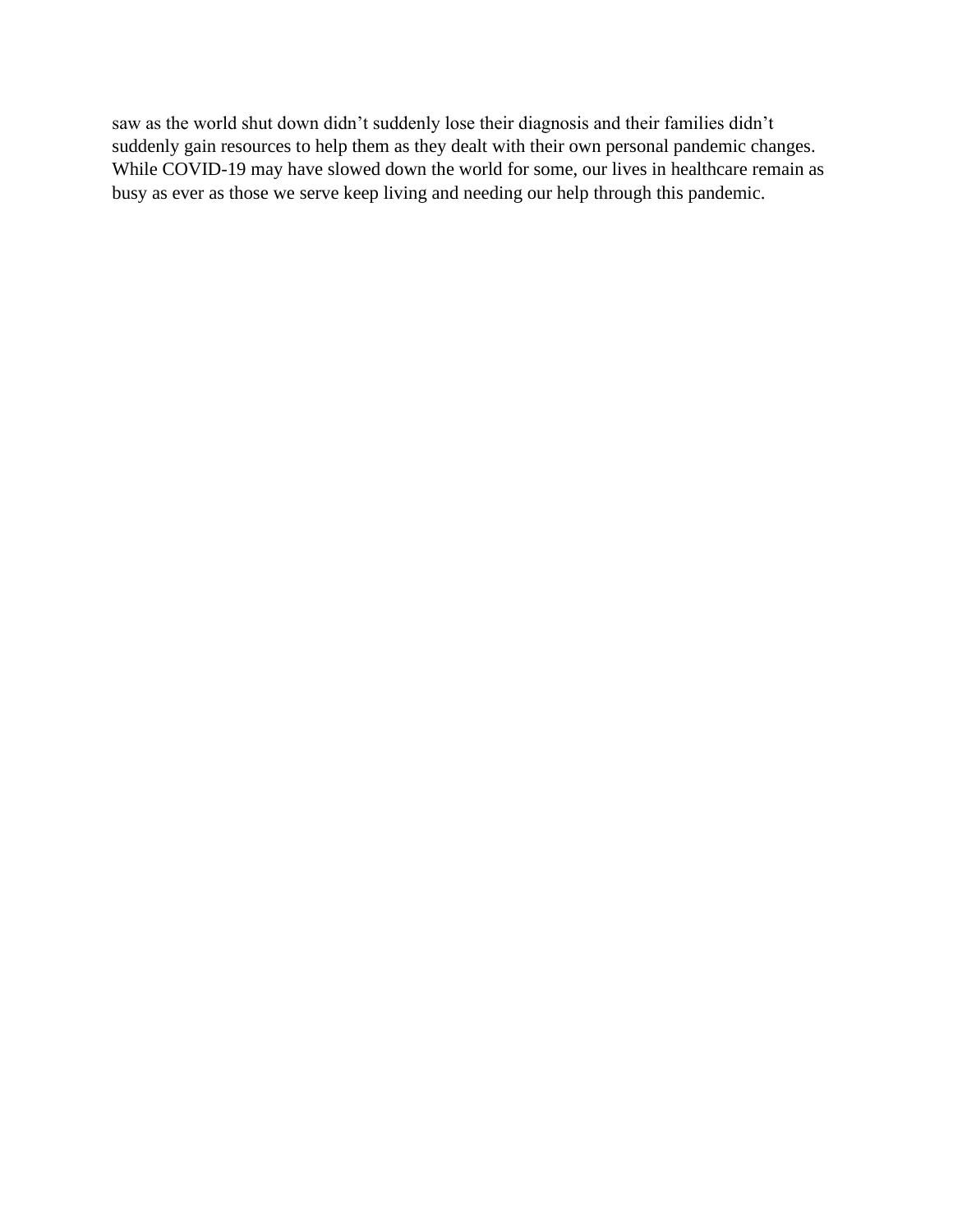saw as the world shut down didn't suddenly lose their diagnosis and their families didn't suddenly gain resources to help them as they dealt with their own personal pandemic changes. While COVID-19 may have slowed down the world for some, our lives in healthcare remain as busy as ever as those we serve keep living and needing our help through this pandemic.